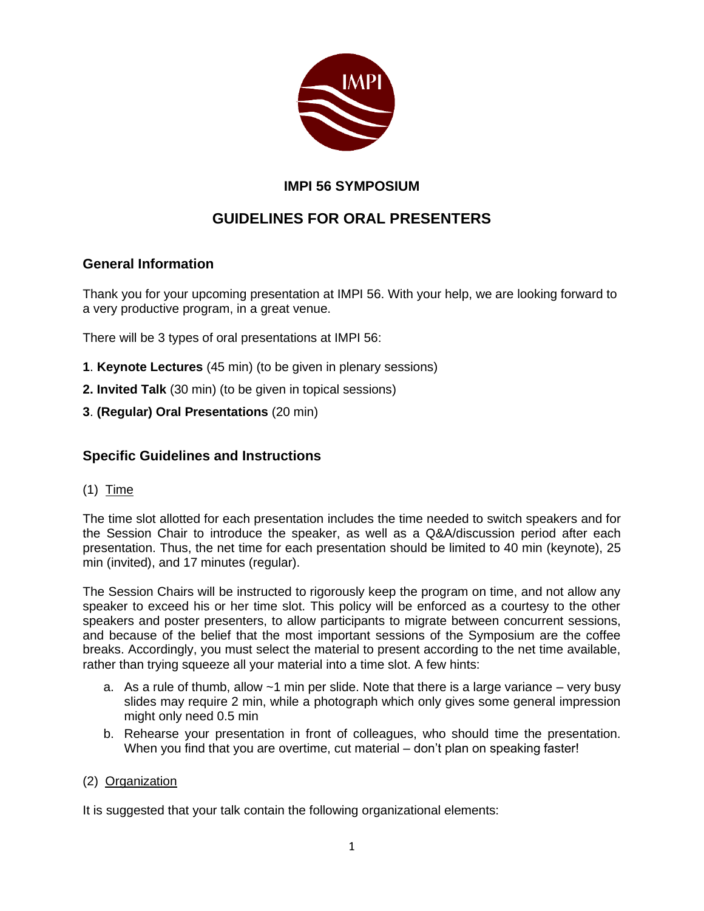**IMPI 56 SYMPOSIUM**

# GUIDELINES FOR ORAL PRESENTERS

## General Information

Thank you for your upcoming presentation at IMPI 56. With your help, we are looking forward to a very productive program, in a great venue.

There will be 3 types of oral presentations at IMPI 56:

**1**. **Keynote Lectures** (45 min) (to be given in plenary sessions)

**2. Invited Talk** (30 min) (to be given in topical sessions)

**3**. **(Regular) Oral Presentations** (20 min)

## Specific Guidelines and Instructions

(1) Time

The time slot allotted for each presentation includes the time needed to switch speakers and for the Session Chair to introduce the speaker, as well as a Q&A/discussion period after each presentation. Thus, the net time for each presentation should be limited to 40 min (keynote), 25 min (invited), and 17 minutes (regular).

The Session Chairs will be instructed to rigorously keep the program on time, and not allow any speaker to exceed his or her time slot. This policy will be enforced as a courtesy to the other speakers and poster presenters, to allow participants to migrate between concurrent sessions, and because of the belief that the most important sessions of the Symposium are the coffee breaks. Accordingly, you must select the material to present according to the net time available, rather than trying squeeze all your material into a time slot. A few hints:

a. As a rule of thumb, allow ~1 min per slide. Note that there is a large variance – very busy slides may require 2 min, while a photograph which only gives some general impression might only need 0.5 min

b. Rehearse your presentation in front of colleagues, who should time the presentation. When you find that you are overtime, cut material – don't plan on speaking faster!

(2) Organization

It is suggested that your talk contain the following organizational elements: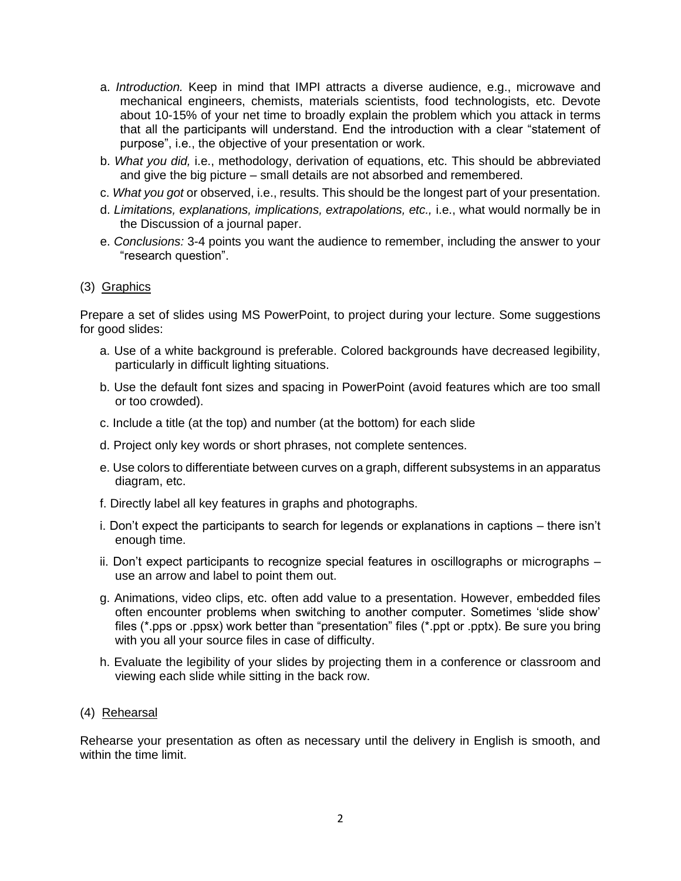a. *Introduction.* Keep in mind that IMPI attracts a diverse audience, e.g., microwave and mechanical engineers, chemists, materials scientists, food technologists, etc. Devote about 10-15% of your net time to broadly explain the problem which you attack in terms that all the participants will understand. End the introduction with a clear "statement of purpose", i.e., the objective of your presentation or work.

b. *What you did,* i.e., methodology, derivation of equations, etc. This should be abbreviated and give the big picture – small details are not absorbed and remembered.

c. *What you got* or observed, i.e., results. This should be the longest part of your presentation.

d. *Limitations, explanations, implications, extrapolations, etc.,* i.e., what would normally be in the Discussion of a journal paper.

e. *Conclusions:* 3-4 points you want the audience to remember, including the answer to your "research question".

(3) <u>Graphics</u>

Prepare a set of slides using MS PowerPoint, to project during your lecture. Some suggestions for good slides:

a. Use of a white background is preferable. Colored backgrounds have decreased legibility, particularly in difficult lighting situations.

b. Use the default font sizes and spacing in PowerPoint (avoid features which are too small or too crowded).

c. Include a title (at the top) and number (at the bottom) for each slide

d. Project only key words or short phrases, not complete sentences.

e. Use colors to differentiate between curves on a graph, different subsystems in an apparatus diagram, etc.

f. Directly label all key features in graphs and photographs.

i. Don't expect the participants to search for legends or explanations in captions – there isn't enough time.

ii. Don't expect participants to recognize special features in oscillographs or micrographs – use an arrow and label to point them out.

g. Animations, video clips, etc. often add value to a presentation. However, embedded files often encounter problems when switching to another computer. Sometimes 'slide show' files (*.pps or .ppsx) work better than "presentation" files (*.ppt or .pptx). Be sure you bring with you all your source files in case of difficulty.

h. Evaluate the legibility of your slides by projecting them in a conference or classroom and viewing each slide while sitting in the back row.

(4) <u>Rehearsal</u>

Rehearse your presentation as often as necessary until the delivery in English is smooth, and within the time limit.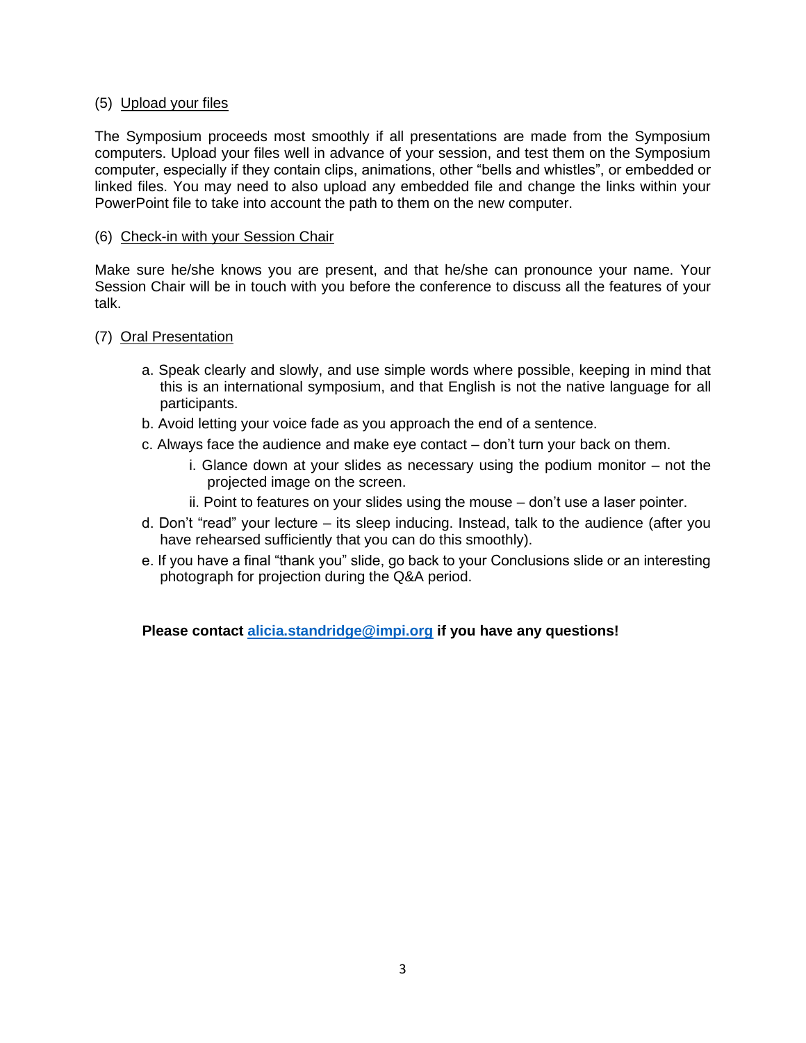(5) Upload your files

The Symposium proceeds most smoothly if all presentations are made from the Symposium computers. Upload your files well in advance of your session, and test them on the Symposium computer, especially if they contain clips, animations, other "bells and whistles", or embedded or linked files. You may need to also upload any embedded file and change the links within your PowerPoint file to take into account the path to them on the new computer.

(6) Check-in with your Session Chair

Make sure he/she knows you are present, and that he/she can pronounce your name. Your Session Chair will be in touch with you before the conference to discuss all the features of your talk.

(7) Oral Presentation

a. Speak clearly and slowly, and use simple words where possible, keeping in mind that this is an international symposium, and that English is not the native language for all participants.
b. Avoid letting your voice fade as you approach the end of a sentence.
c. Always face the audience and make eye contact – don't turn your back on them.
   i. Glance down at your slides as necessary using the podium monitor – not the projected image on the screen.
   ii. Point to features on your slides using the mouse – don't use a laser pointer.
d. Don't "read" your lecture – its sleep inducing. Instead, talk to the audience (after you have rehearsed sufficiently that you can do this smoothly).
e. If you have a final "thank you" slide, go back to your Conclusions slide or an interesting photograph for projection during the Q&A period.

**Please contact [alicia.standridge@impi.org](mailto:alicia.standridge@impi.org) if you have any questions!**